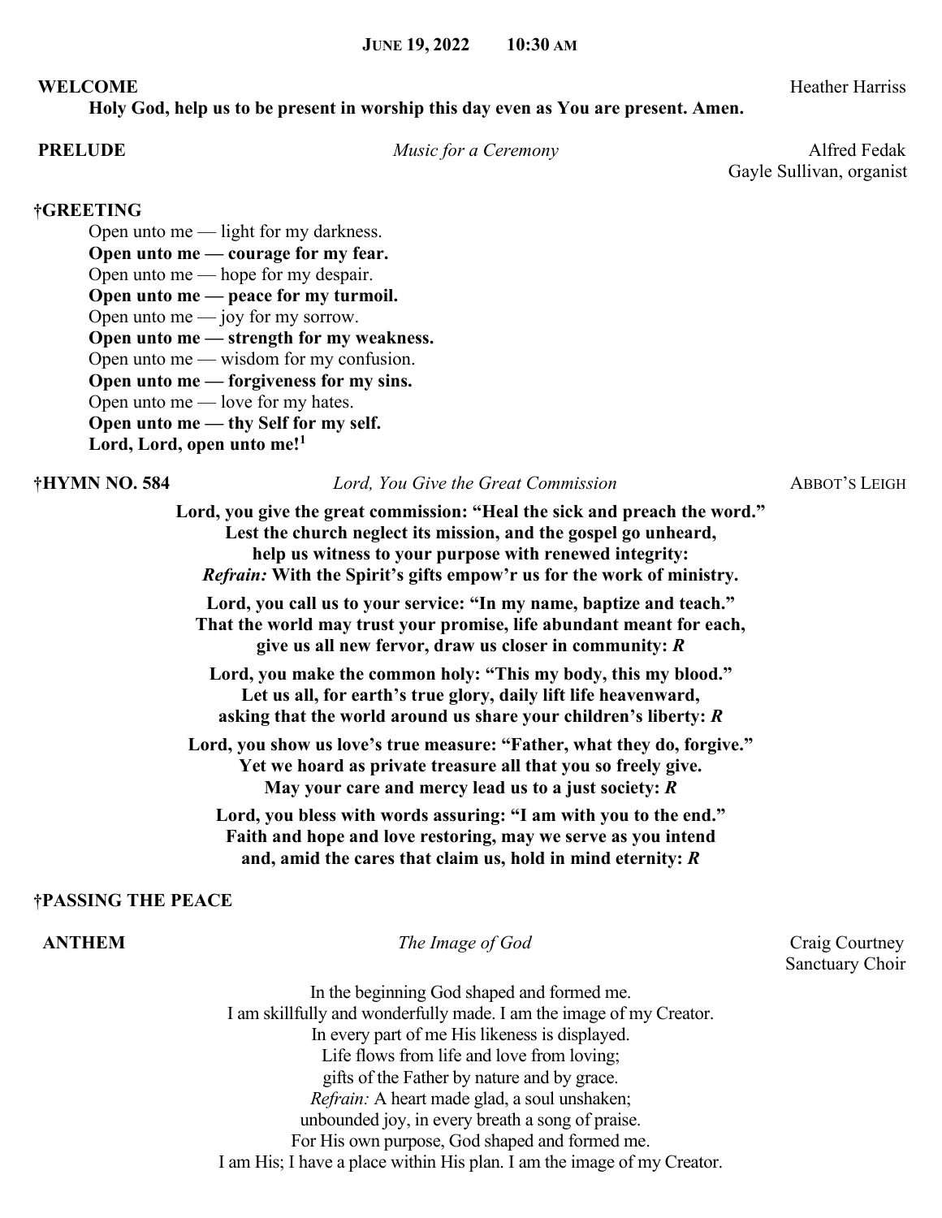**JUNE 19, 2022 10:30 AM**

**WELCOME** Heather Harriss

**Holy God, help us to be present in worship this day even as You are present. Amen.**

**PRELUDE** *Music for a Ceremony* Alfred Fedak
Gayle Sullivan, organist

**†GREETING**

Open unto me — light for my darkness.
**Open unto me — courage for my fear.**
Open unto me — hope for my despair.
**Open unto me — peace for my turmoil.**
Open unto me — joy for my sorrow.
**Open unto me — strength for my weakness.**
Open unto me — wisdom for my confusion.
**Open unto me — forgiveness for my sins.**
Open unto me — love for my hates.
**Open unto me — thy Self for my self.**
**Lord, Lord, open unto me![1]**

**†HYMN NO. 584** *Lord, You Give the Great Commission* ABBOT'S LEIGH

**Lord, you give the great commission: "Heal the sick and preach the word."**
**Lest the church neglect its mission, and the gospel go unheard,**
**help us witness to your purpose with renewed integrity:**
***Refrain:* With the Spirit's gifts empow'r us for the work of ministry.**

**Lord, you call us to your service: "In my name, baptize and teach."**
**That the world may trust your promise, life abundant meant for each,**
**give us all new fervor, draw us closer in community: *R***

**Lord, you make the common holy: "This my body, this my blood."**
**Let us all, for earth's true glory, daily lift life heavenward,**
**asking that the world around us share your children's liberty: *R***

**Lord, you show us love's true measure: "Father, what they do, forgive."**
**Yet we hoard as private treasure all that you so freely give.**
**May your care and mercy lead us to a just society: *R***

**Lord, you bless with words assuring: "I am with you to the end."**
**Faith and hope and love restoring, may we serve as you intend**
**and, amid the cares that claim us, hold in mind eternity: *R***

**†PASSING THE PEACE**

**ANTHEM** *The Image of God* Craig Courtney
Sanctuary Choir

In the beginning God shaped and formed me.
I am skillfully and wonderfully made. I am the image of my Creator.
In every part of me His likeness is displayed.
Life flows from life and love from loving;
gifts of the Father by nature and by grace.
*Refrain:* A heart made glad, a soul unshaken;
unbounded joy, in every breath a song of praise.
For His own purpose, God shaped and formed me.
I am His; I have a place within His plan. I am the image of my Creator.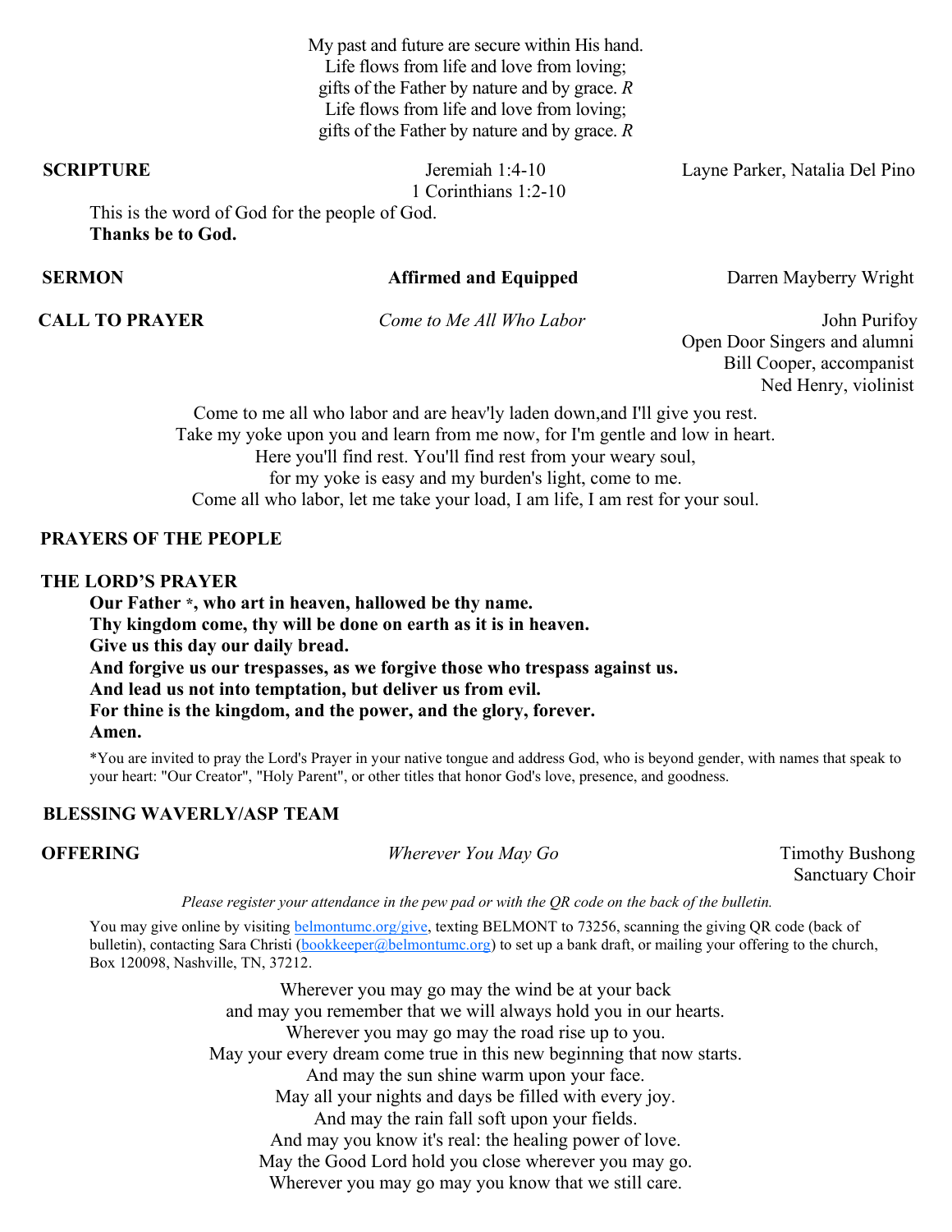My past and future are secure within His hand.
Life flows from life and love from loving;
gifts of the Father by nature and by grace. *R*
Life flows from life and love from loving;
gifts of the Father by nature and by grace. *R*

**SCRIPTURE** Jeremiah 1:4-10 Layne Parker, Natalia Del Pino
1 Corinthians 1:2-10

This is the word of God for the people of God.
**Thanks be to God.**

**SERMON** **Affirmed and Equipped** Darren Mayberry Wright

**CALL TO PRAYER** *Come to Me All Who Labor* John Purifoy
Open Door Singers and alumni
Bill Cooper, accompanist
Ned Henry, violinist

Come to me all who labor and are heav'ly laden down,and I'll give you rest.
Take my yoke upon you and learn from me now, for I'm gentle and low in heart.
Here you'll find rest. You'll find rest from your weary soul,
for my yoke is easy and my burden's light, come to me.
Come all who labor, let me take your load, I am life, I am rest for your soul.

**PRAYERS OF THE PEOPLE**

**THE LORD'S PRAYER**

**Our Father \*, who art in heaven, hallowed be thy name.**
**Thy kingdom come, thy will be done on earth as it is in heaven.**
**Give us this day our daily bread.**
**And forgive us our trespasses, as we forgive those who trespass against us.**
**And lead us not into temptation, but deliver us from evil.**
**For thine is the kingdom, and the power, and the glory, forever.**
**Amen.**

*You are invited to pray the Lord's Prayer in your native tongue and address God, who is beyond gender, with names that speak to your heart: "Our Creator", "Holy Parent", or other titles that honor God's love, presence, and goodness.

**BLESSING WAVERLY/ASP TEAM**

**OFFERING** *Wherever You May Go* Timothy Bushong
Sanctuary Choir

*Please register your attendance in the pew pad or with the QR code on the back of the bulletin.*

You may give online by visiting belmontumc.org/give, texting BELMONT to 73256, scanning the giving QR code (back of bulletin), contacting Sara Christi (bookkeeper@belmontumc.org) to set up a bank draft, or mailing your offering to the church, Box 120098, Nashville, TN, 37212.

Wherever you may go may the wind be at your back
and may you remember that we will always hold you in our hearts.
Wherever you may go may the road rise up to you.
May your every dream come true in this new beginning that now starts.
And may the sun shine warm upon your face.
May all your nights and days be filled with every joy.
And may the rain fall soft upon your fields.
And may you know it's real: the healing power of love.
May the Good Lord hold you close wherever you may go.
Wherever you may go may you know that we still care.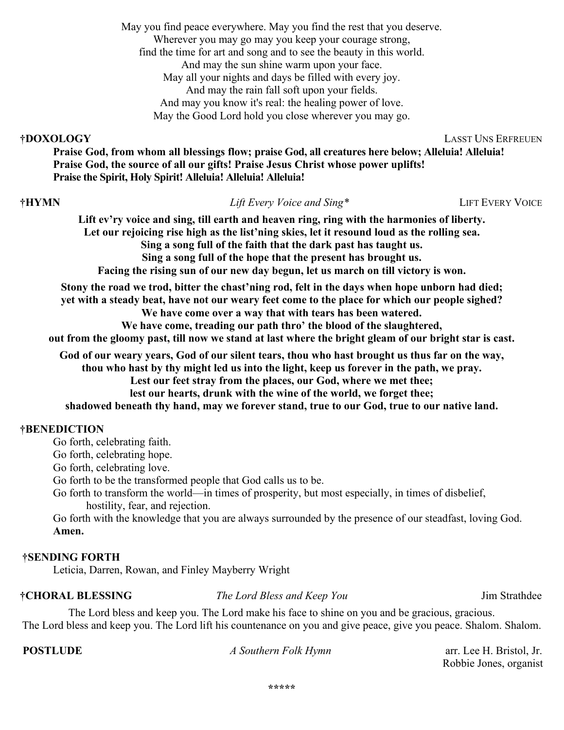May you find peace everywhere. May you find the rest that you deserve.
Wherever you may go may you keep your courage strong,
find the time for art and song and to see the beauty in this world.
And may the sun shine warm upon your face.
May all your nights and days be filled with every joy.
And may the rain fall soft upon your fields.
And may you know it's real: the healing power of love.
May the Good Lord hold you close wherever you may go.

**†DOXOLOGY** LASST UNS ERFREUEN

**Praise God, from whom all blessings flow; praise God, all creatures here below; Alleluia! Alleluia!
Praise God, the source of all our gifts! Praise Jesus Christ whose power uplifts!
Praise the Spirit, Holy Spirit! Alleluia! Alleluia! Alleluia!**

**†HYMN** *Lift Every Voice and Sing** LIFT EVERY VOICE

**Lift ev'ry voice and sing, till earth and heaven ring, ring with the harmonies of liberty.
Let our rejoicing rise high as the list'ning skies, let it resound loud as the rolling sea.
Sing a song full of the faith that the dark past has taught us.
Sing a song full of the hope that the present has brought us.
Facing the rising sun of our new day begun, let us march on till victory is won.**

**Stony the road we trod, bitter the chast'ning rod, felt in the days when hope unborn had died;
yet with a steady beat, have not our weary feet come to the place for which our people sighed?
We have come over a way that with tears has been watered.
We have come, treading our path thro' the blood of the slaughtered,
out from the gloomy past, till now we stand at last where the bright gleam of our bright star is cast.**

**God of our weary years, God of our silent tears, thou who hast brought us thus far on the way,
thou who hast by thy might led us into the light, keep us forever in the path, we pray.
Lest our feet stray from the places, our God, where we met thee;
lest our hearts, drunk with the wine of the world, we forget thee;
shadowed beneath thy hand, may we forever stand, true to our God, true to our native land.**

**†BENEDICTION**

Go forth, celebrating faith.
Go forth, celebrating hope.
Go forth, celebrating love.
Go forth to be the transformed people that God calls us to be.
Go forth to transform the world—in times of prosperity, but most especially, in times of disbelief, hostility, fear, and rejection.
Go forth with the knowledge that you are always surrounded by the presence of our steadfast, loving God.
**Amen.**

**†SENDING FORTH**

Leticia, Darren, Rowan, and Finley Mayberry Wright

**†CHORAL BLESSING** *The Lord Bless and Keep You* Jim Strathdee

The Lord bless and keep you. The Lord make his face to shine on you and be gracious, gracious.
The Lord bless and keep you. The Lord lift his countenance on you and give peace, give you peace. Shalom. Shalom.

**POSTLUDE** *A Southern Folk Hymn* arr. Lee H. Bristol, Jr.
Robbie Jones, organist

*****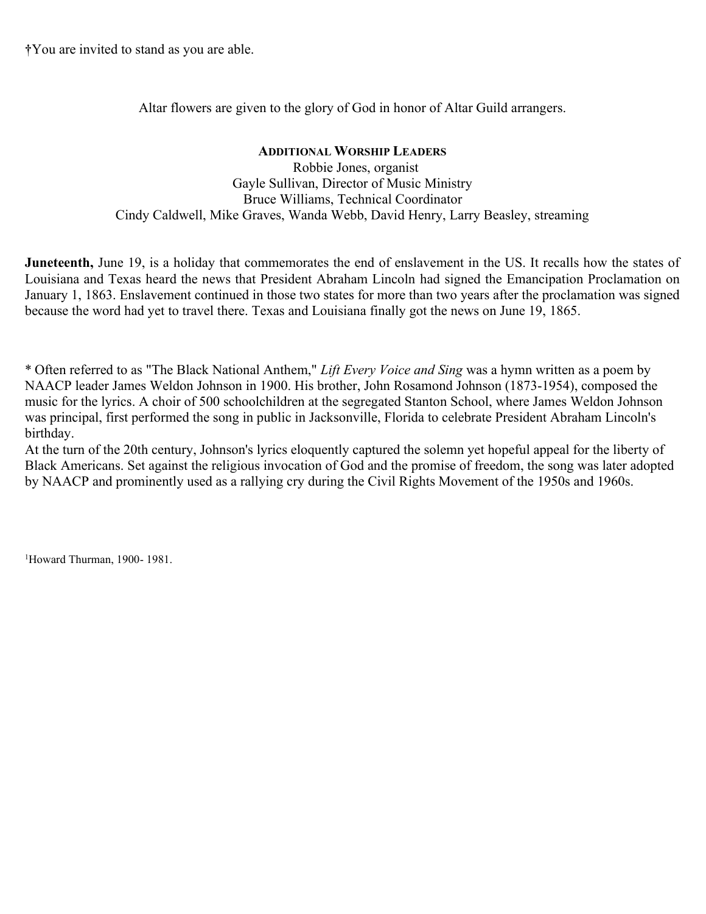†You are invited to stand as you are able.

Altar flowers are given to the glory of God in honor of Altar Guild arrangers.

**ADDITIONAL WORSHIP LEADERS**

Robbie Jones, organist
Gayle Sullivan, Director of Music Ministry
Bruce Williams, Technical Coordinator
Cindy Caldwell, Mike Graves, Wanda Webb, David Henry, Larry Beasley, streaming

**Juneteenth,** June 19, is a holiday that commemorates the end of enslavement in the US. It recalls how the states of Louisiana and Texas heard the news that President Abraham Lincoln had signed the Emancipation Proclamation on January 1, 1863. Enslavement continued in those two states for more than two years after the proclamation was signed because the word had yet to travel there. Texas and Louisiana finally got the news on June 19, 1865.

* Often referred to as "The Black National Anthem," *Lift Every Voice and Sing* was a hymn written as a poem by NAACP leader James Weldon Johnson in 1900. His brother, John Rosamond Johnson (1873-1954), composed the music for the lyrics. A choir of 500 schoolchildren at the segregated Stanton School, where James Weldon Johnson was principal, first performed the song in public in Jacksonville, Florida to celebrate President Abraham Lincoln's birthday.
At the turn of the 20th century, Johnson's lyrics eloquently captured the solemn yet hopeful appeal for the liberty of Black Americans. Set against the religious invocation of God and the promise of freedom, the song was later adopted by NAACP and prominently used as a rallying cry during the Civil Rights Movement of the 1950s and 1960s.

[1]Howard Thurman, 1900- 1981.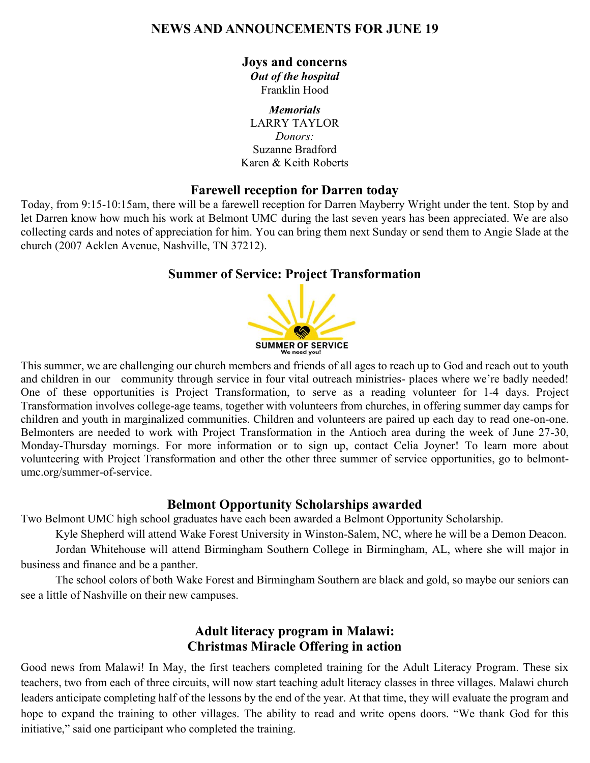# NEWS AND ANNOUNCEMENTS FOR JUNE 19

## Joys and concerns

***Out of the hospital***

Franklin Hood

***Memorials***

LARRY TAYLOR

*Donors:*

Suzanne Bradford

Karen & Keith Roberts

## Farewell reception for Darren today

Today, from 9:15-10:15am, there will be a farewell reception for Darren Mayberry Wright under the tent. Stop by and let Darren know how much his work at Belmont UMC during the last seven years has been appreciated. We are also collecting cards and notes of appreciation for him. You can bring them next Sunday or send them to Angie Slade at the church (2007 Acklen Avenue, Nashville, TN 37212).

## Summer of Service: Project Transformation

SUMMER OF SERVICE
We need you!

This summer, we are challenging our church members and friends of all ages to reach up to God and reach out to youth and children in our community through service in four vital outreach ministries- places where we're badly needed! One of these opportunities is Project Transformation, to serve as a reading volunteer for 1-4 days. Project Transformation involves college-age teams, together with volunteers from churches, in offering summer day camps for children and youth in marginalized communities. Children and volunteers are paired up each day to read one-on-one. Belmonters are needed to work with Project Transformation in the Antioch area during the week of June 27-30, Monday-Thursday mornings. For more information or to sign up, contact Celia Joyner! To learn more about volunteering with Project Transformation and other the other three summer of service opportunities, go to belmont-umc.org/summer-of-service.

## Belmont Opportunity Scholarships awarded

Two Belmont UMC high school graduates have each been awarded a Belmont Opportunity Scholarship.

Kyle Shepherd will attend Wake Forest University in Winston-Salem, NC, where he will be a Demon Deacon.

Jordan Whitehouse will attend Birmingham Southern College in Birmingham, AL, where she will major in business and finance and be a panther.

The school colors of both Wake Forest and Birmingham Southern are black and gold, so maybe our seniors can see a little of Nashville on their new campuses.

## Adult literacy program in Malawi: Christmas Miracle Offering in action

Good news from Malawi! In May, the first teachers completed training for the Adult Literacy Program. These six teachers, two from each of three circuits, will now start teaching adult literacy classes in three villages. Malawi church leaders anticipate completing half of the lessons by the end of the year. At that time, they will evaluate the program and hope to expand the training to other villages. The ability to read and write opens doors. "We thank God for this initiative," said one participant who completed the training.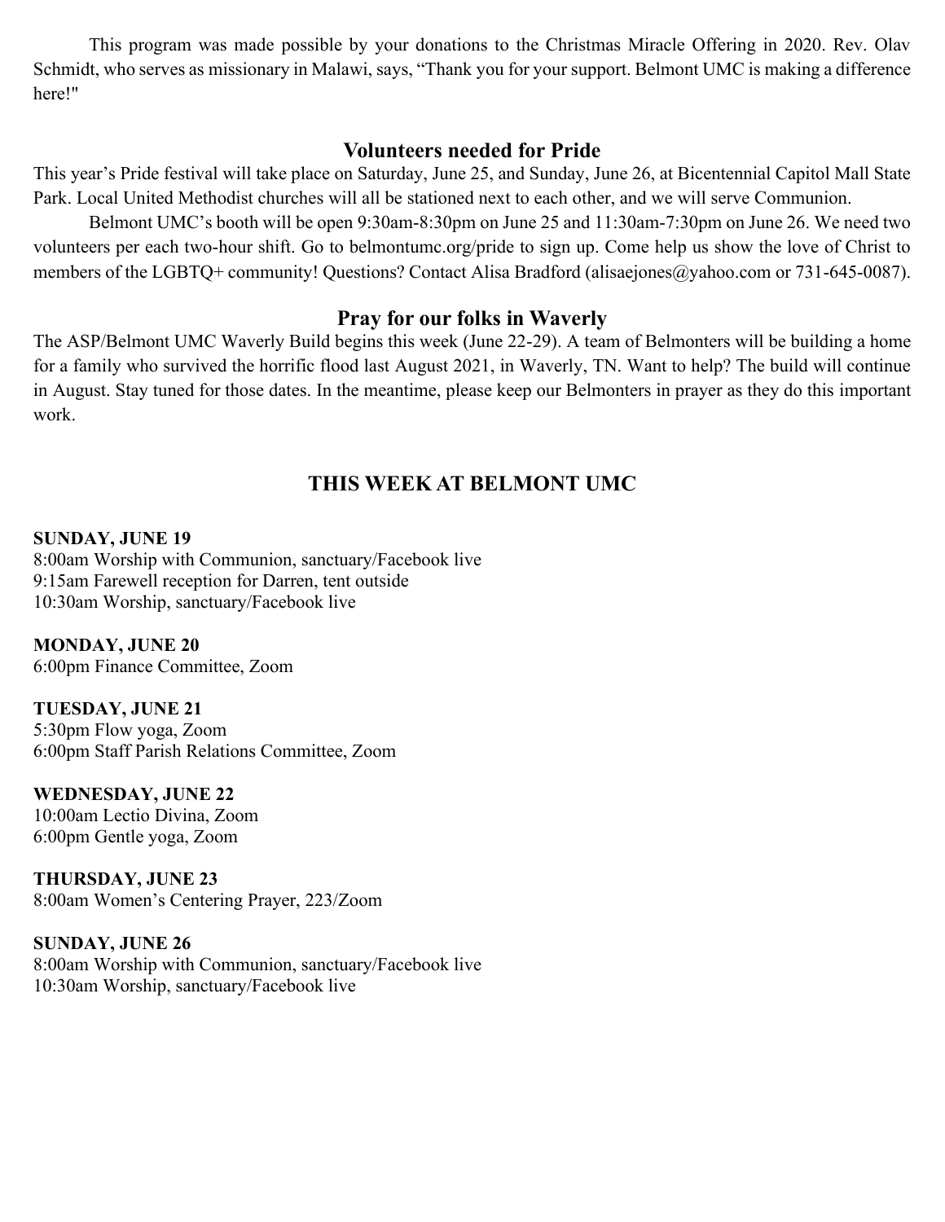This program was made possible by your donations to the Christmas Miracle Offering in 2020. Rev. Olav Schmidt, who serves as missionary in Malawi, says, "Thank you for your support. Belmont UMC is making a difference here!"

## Volunteers needed for Pride

This year's Pride festival will take place on Saturday, June 25, and Sunday, June 26, at Bicentennial Capitol Mall State Park. Local United Methodist churches will all be stationed next to each other, and we will serve Communion.

Belmont UMC's booth will be open 9:30am-8:30pm on June 25 and 11:30am-7:30pm on June 26. We need two volunteers per each two-hour shift. Go to belmontumc.org/pride to sign up. Come help us show the love of Christ to members of the LGBTQ+ community! Questions? Contact Alisa Bradford (alisaejones@yahoo.com or 731-645-0087).

## Pray for our folks in Waverly

The ASP/Belmont UMC Waverly Build begins this week (June 22-29). A team of Belmonters will be building a home for a family who survived the horrific flood last August 2021, in Waverly, TN. Want to help? The build will continue in August. Stay tuned for those dates. In the meantime, please keep our Belmonters in prayer as they do this important work.

## THIS WEEK AT BELMONT UMC

**SUNDAY, JUNE 19**
8:00am Worship with Communion, sanctuary/Facebook live
9:15am Farewell reception for Darren, tent outside
10:30am Worship, sanctuary/Facebook live

**MONDAY, JUNE 20**
6:00pm Finance Committee, Zoom

**TUESDAY, JUNE 21**
5:30pm Flow yoga, Zoom
6:00pm Staff Parish Relations Committee, Zoom

**WEDNESDAY, JUNE 22**
10:00am Lectio Divina, Zoom
6:00pm Gentle yoga, Zoom

**THURSDAY, JUNE 23**
8:00am Women's Centering Prayer, 223/Zoom

**SUNDAY, JUNE 26**
8:00am Worship with Communion, sanctuary/Facebook live
10:30am Worship, sanctuary/Facebook live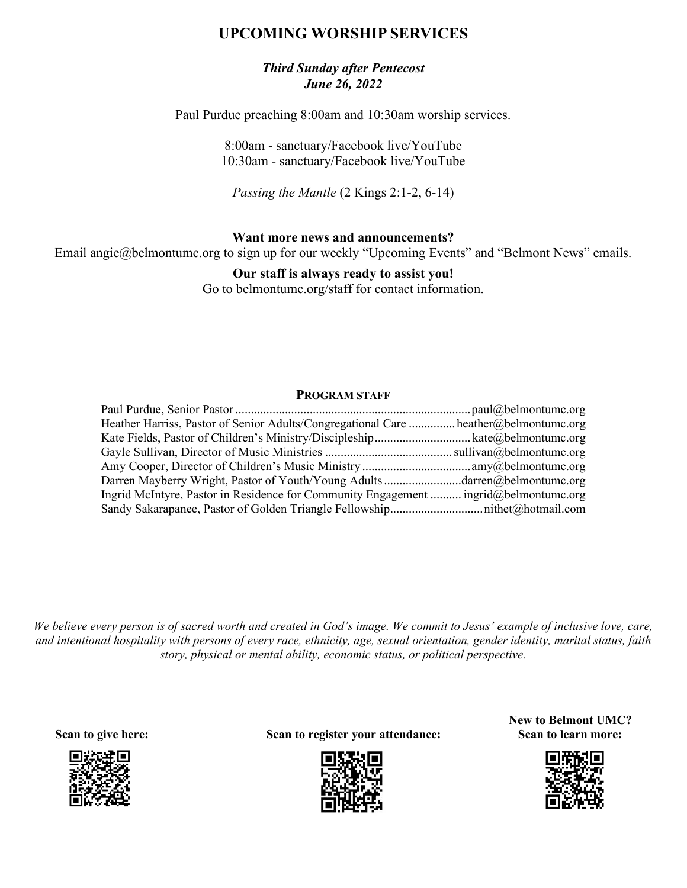# UPCOMING WORSHIP SERVICES

***Third Sunday after Pentecost***
***June 26, 2022***

Paul Purdue preaching 8:00am and 10:30am worship services.

8:00am - sanctuary/Facebook live/YouTube
10:30am - sanctuary/Facebook live/YouTube

*Passing the Mantle* (2 Kings 2:1-2, 6-14)

**Want more news and announcements?**
Email angie@belmontumc.org to sign up for our weekly "Upcoming Events" and "Belmont News" emails.

**Our staff is always ready to assist you!**
Go to belmontumc.org/staff for contact information.

**PROGRAM STAFF**

Paul Purdue, Senior Pastor ........................................................................... paul@belmontumc.org
Heather Harriss, Pastor of Senior Adults/Congregational Care .............. heather@belmontumc.org
Kate Fields, Pastor of Children's Ministry/Discipleship.............................. kate@belmontumc.org
Gayle Sullivan, Director of Music Ministries ........................................ sullivan@belmontumc.org
Amy Cooper, Director of Children's Music Ministry .................................. amy@belmontumc.org
Darren Mayberry Wright, Pastor of Youth/Young Adults .........................darren@belmontumc.org
Ingrid McIntyre, Pastor in Residence for Community Engagement .......... ingrid@belmontumc.org
Sandy Sakarapanee, Pastor of Golden Triangle Fellowship.............................nithet@hotmail.com

*We believe every person is of sacred worth and created in God's image. We commit to Jesus' example of inclusive love, care, and intentional hospitality with persons of every race, ethnicity, age, sexual orientation, gender identity, marital status, faith story, physical or mental ability, economic status, or political perspective.*

**Scan to give here:**

**Scan to register your attendance:**

**New to Belmont UMC? Scan to learn more:**